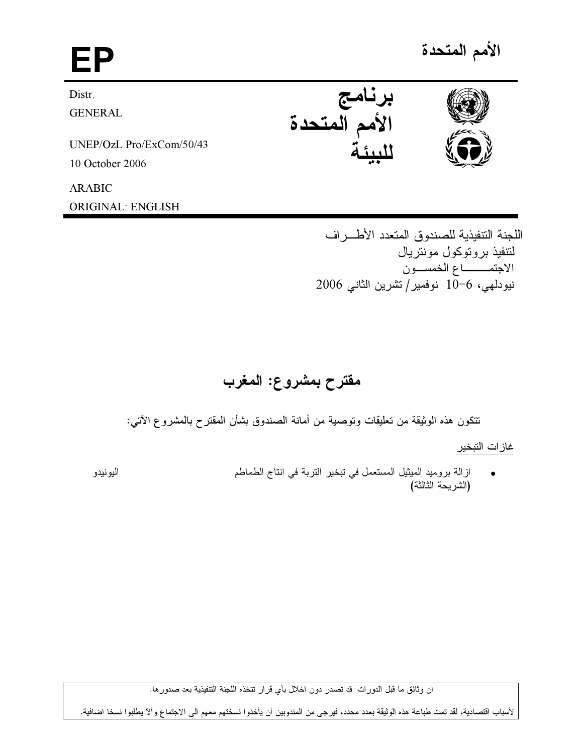# الأمم المتحدة

# EP

Distr.
GENERAL

UNEP/OzL.Pro/ExCom/50/43
10 October 2006

ARABIC
ORIGINAL: ENGLISH

**برنامج الأمم المتحدة للبيئة**

اللجنة التنفيذية للصندوق المتعدد الأطــراف
لتنفيذ بروتوكول مونتريال
الاجتمـــــــاع الخمســون
نيودلهي، 6-10 نوفمبر/ تشرين الثاني 2006

## مقترح بمشروع: المغرب

تتكون هذه الوثيقة من تعليقات وتوصية من أمانة الصندوق بشأن المقترح بالمشروع الآتي:

غازات التبخير

- ازالة بروميد الميثيل المستعمل في تبخير التربة في انتاج الطماطم (الشريحة الثالثة) — اليونيدو

ان وثائق ما قبل الدورات قد تصدر دون اخلال بأي قرار تتخذه اللجنة التنفيذية بعد صدورها.

لأسباب اقتصادية، لقد تمت طباعة هذه الوثيقة بعدد محدد، فيرجى من المندوبين أن يأخذوا نسختهم معهم الى الاجتماع وألا يطلبوا نسخا اضافية.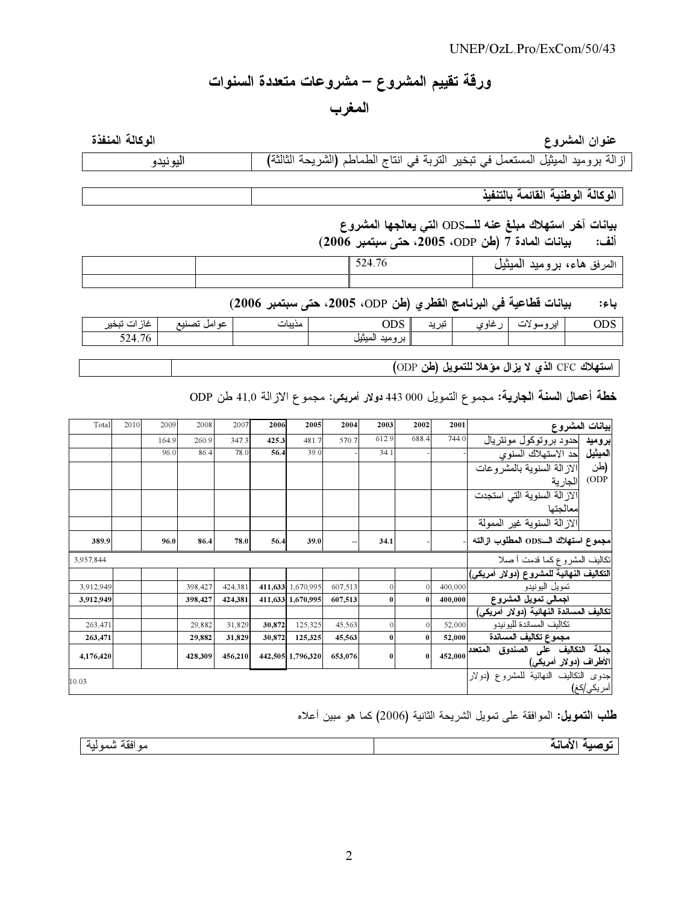# ورقة تقييم المشروع – مشروعات متعددة السنوات

## المغرب

| عنوان المشروع | الوكالة المنفذة |
|---|---|
| ازالة بروميد الميثيل المستعمل في تبخير التربة في انتاج الطماطم (الشريحة الثالثة) | اليونيدو |

| الوكالة الوطنية القائمة بالتنفيذ | |
|---|---|

**بيانات آخر استهلاك مبلغ عنه للـODS التي يعالجها المشروع**

**ألف: بيانات المادة 7 (طن ODP، 2005، حتى سبتمبر 2006)**

| المرفق هاء، بروميد الميثيل | 524.76 | | |
|---|---|---|---|
| | | | |

**باء: بيانات قطاعية في البرنامج القطري (طن ODP، 2005، حتى سبتمبر 2006)**

| ODS | ايروسولات | رغاوي | تبريد | ODS | مذيبات | عوامل تصنيع | غازات تبخير |
|---|---|---|---|---|---|---|---|
| | | | | بروميد الميثيل | | | 524.76 |

| استهلاك CFC الذي لا يزال مؤهلا للتمويل (طن ODP) | |
|---|---|

**خطة أعمال السنة الجارية:** مجموع التمويل 000 443 دولار أمريكي: مجموع الازالة 41,0 طن ODP

| بيانات المشروع | | 2001 | 2002 | 2003 | 2004 | 2005 | 2006 | 2007 | 2008 | 2009 | 2010 | Total |
|---|---|---|---|---|---|---|---|---|---|---|---|---|
| بروميد الميثيل (طن ODP) | حدود بروتوكول مونتريال | 744.0 | 688.4 | 612.9 | 570.7 | 481.7 | 425.3 | 347.3 | 260.9 | 164.9 | | |
| | حد الاستهلاك السنوي | - | - | 34.1 | - | 39.0 | 56.4 | 78.0 | 86.4 | 96.0 | | . |
| | الازالة السنوية بالمشروعات الجارية | | | | | | | | | | | |
| | الازالة السنوية التي استجدت معالجتها | | | | | | | | | | | |
| | الازالة السنوية غير الممولة | | | | | | | | | | | |
| **مجموع استهلاك الـODS المطلوب ازالته** | | - | - | **34.1** | -- | **39.0** | **56.4** | **78.0** | **86.4** | **96.0** | | **389.9** |
| تكاليف المشروع كما قدمت أصلا | | | | | | | | | | | | 3,957,844 |
| **التكاليف النهائية للمشروع (دولار أمريكي)** | | | | | | | | | | | | |
| تمويل اليونيدو | | 400,000 | 0 | 0 | 607,513 | 1,670,995 | 411,633 | 424,381 | 398,427 | | | 3,912,949 |
| **اجمالي تمويل المشروع** | | **400,000** | **0** | **0** | **607,513** | **1,670,995** | **411,633** | **424,381** | **398,427** | | | **3,912,949** |
| **تكاليف المساندة النهائية (دولار أمريكي)** | | | | | | | | | | | | |
| تكاليف المساندة لليونيدو | | 52,000 | 0 | 0 | 45,563 | 125,325 | 30,872 | 31,829 | 29,882 | | | 263,471 |
| **مجموع تكاليف المساندة** | | **52,000** | **0** | **0** | **45,563** | **125,325** | **30,872** | **31,829** | **29,882** | | | **263,471** |
| **جملة التكاليف على الصندوق المتعدد الأطراف (دولار أمريكي)** | | **452,000** | **0** | **0** | **653,076** | **1,796,320** | **442,505** | **456,210** | **428,309** | | | **4,176,420** |
| جدوى التكاليف النهائية للمشروع (دولار أمريكي/كغ) | | | | | | | | | | | | 10.03 |

**طلب التمويل:** الموافقة على تمويل الشريحة الثانية (2006) كما هو مبين أعلاه

| توصية الأمانة | موافقة شمولية |
|---|---|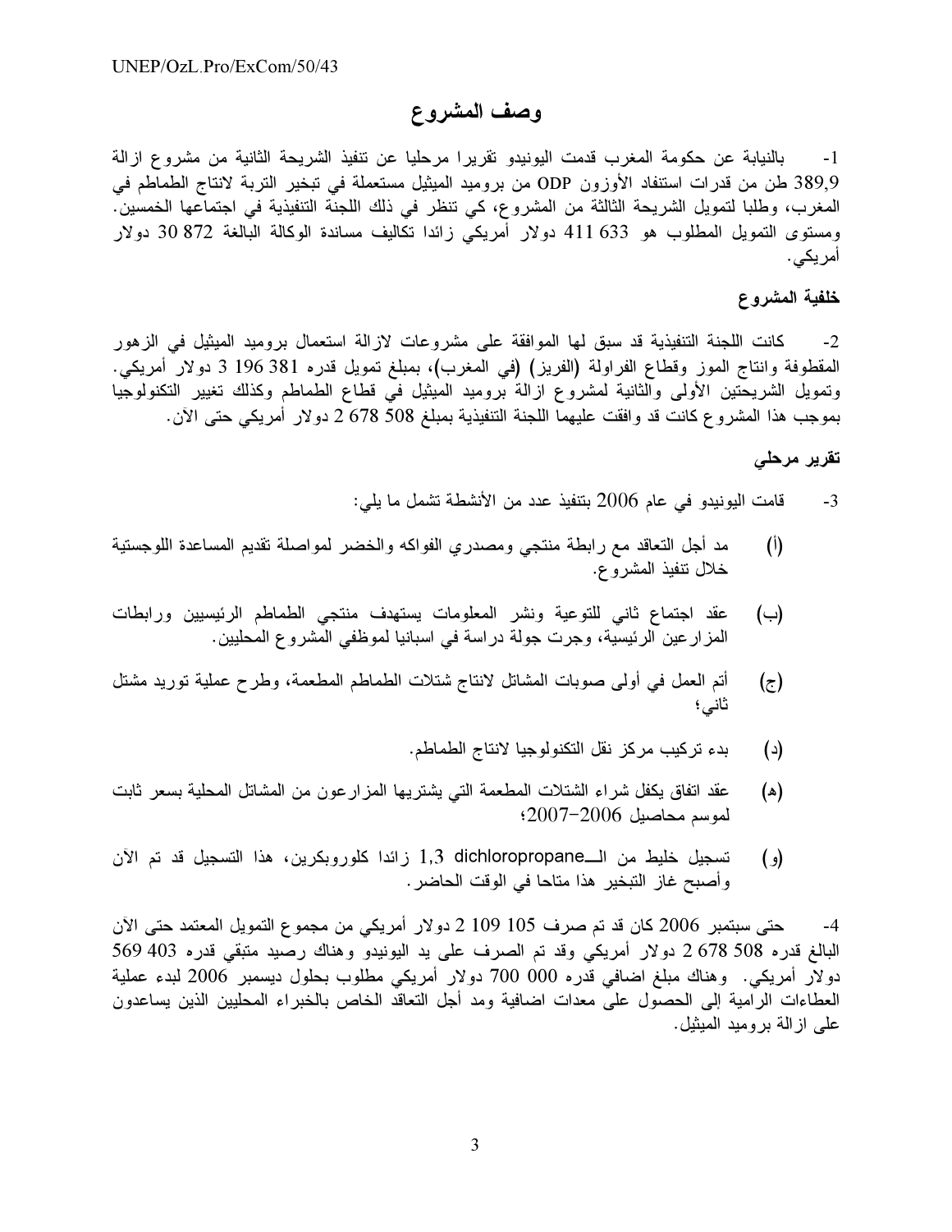## وصف المشروع

1- بالنيابة عن حكومة المغرب قدمت اليونيدو تقريرا مرحليا عن تنفيذ الشريحة الثانية من مشروع ازالة 389,9 طن من قدرات استنفاد الأوزون ODP من بروميد الميثيل مستعملة في تبخير التربة لانتاج الطماطم في المغرب، وطلبا لتمويل الشريحة الثالثة من المشروع، كي تنظر في ذلك اللجنة التنفيذية في اجتماعها الخمسين. ومستوى التمويل المطلوب هو 633 411 دولار أمريكي زائدا تكاليف مساندة الوكالة البالغة 872 30 دولار أمريكي.

### خلفية المشروع

2- كانت اللجنة التنفيذية قد سبق لها الموافقة على مشروعات لازالة استعمال بروميد الميثيل في الزهور المقطوفة وانتاج الموز وقطاع الفراولة (الفريز) (في المغرب)، بمبلغ تمويل قدره 381 196 3 دولار أمريكي. وتمويل الشريحتين الأولى والثانية لمشروع ازالة بروميد الميثيل في قطاع الطماطم وكذلك تغيير التكنولوجيا بموجب هذا المشروع كانت قد وافقت عليهما اللجنة التنفيذية بمبلغ 508 678 2 دولار أمريكي حتى الآن.

### تقرير مرحلي

3- قامت اليونيدو في عام 2006 بتنفيذ عدد من الأنشطة تشمل ما يلي:

(أ) مد أجل التعاقد مع رابطة منتجي ومصدري الفواكه والخضر لمواصلة تقديم المساعدة اللوجستية خلال تنفيذ المشروع.

(ب) عقد اجتماع ثاني للتوعية ونشر المعلومات يستهدف منتجي الطماطم الرئيسيين ورابطات المزارعين الرئيسية، وجرت جولة دراسة في اسبانيا لموظفي المشروع المحليين.

(ج) أتم العمل في أولى صوبات المشاتل لانتاج شتلات الطماطم المطعمة، وطرح عملية توريد مشتل ثاني؛

(د) بدء تركيب مركز نقل التكنولوجيا لانتاج الطماطم.

(هـ) عقد اتفاق يكفل شراء الشتلات المطعمة التي يشتريها المزارعون من المشاتل المحلية بسعر ثابت لموسم محاصيل 2006-2007؛

(و) تسجيل خليط من الـ1,3 dichloropropane زائدا كلوروبكرين، هذا التسجيل قد تم الآن وأصبح غاز التبخير هذا متاحا في الوقت الحاضر.

4- حتى سبتمبر 2006 كان قد تم صرف 105 109 2 دولار أمريكي من مجموع التمويل المعتمد حتى الآن البالغ قدره 508 678 2 دولار أمريكي وقد تم الصرف على يد اليونيدو وهناك رصيد متبقي قدره 403 569 دولار أمريكي. وهناك مبلغ اضافي قدره 000 700 دولار أمريكي مطلوب بحلول ديسمبر 2006 لبدء عملية العطاءات الرامية إلى الحصول على معدات اضافية ومد أجل التعاقد الخاص بالخبراء المحليين الذين يساعدون على ازالة بروميد الميثيل.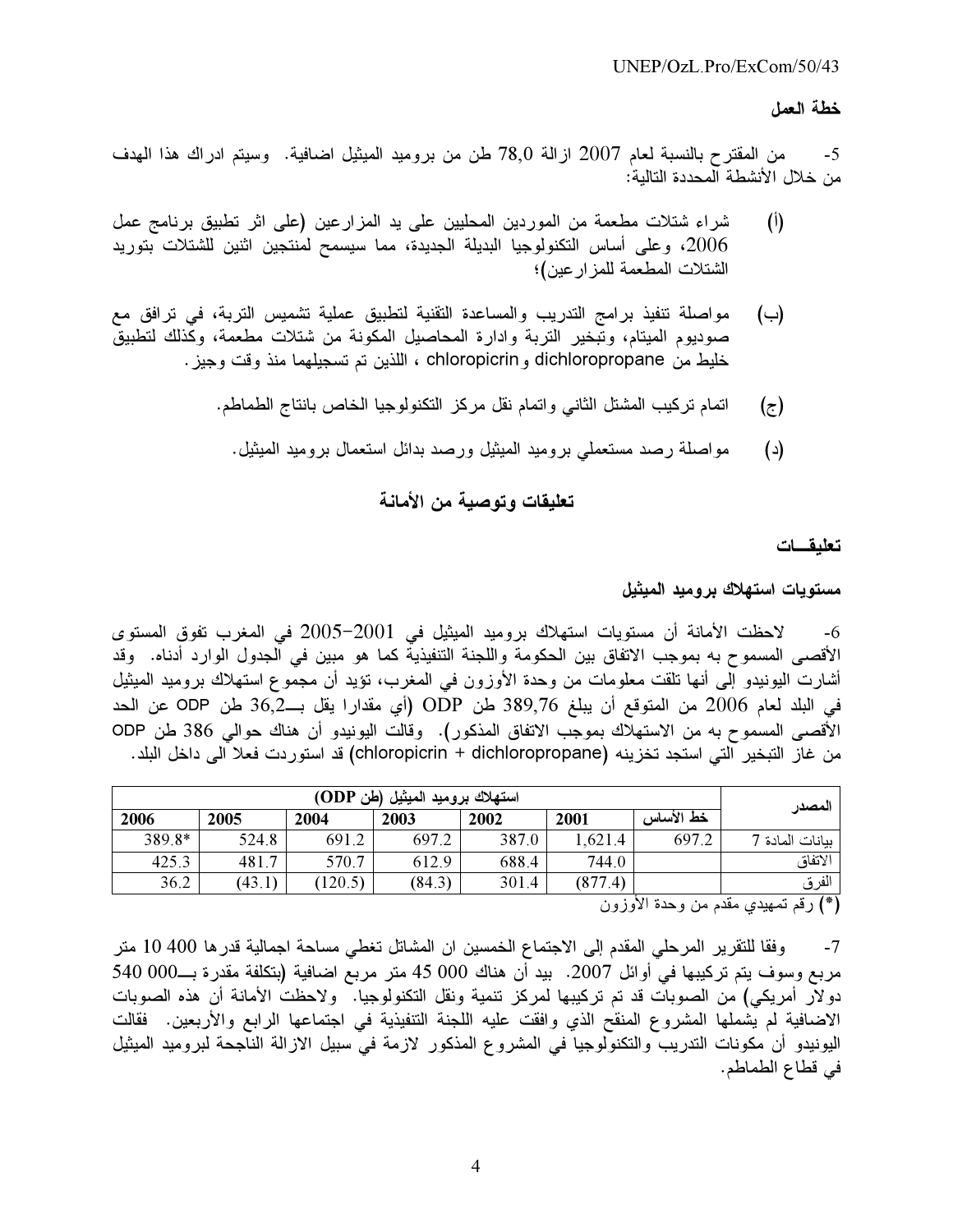**خطة العمل**

5- من المقترح بالنسبة لعام 2007 ازالة 78,0 طن من بروميد الميثيل اضافية. وسيتم ادراك هذا الهدف من خلال الأنشطة المحددة التالية:

(أ) شراء شتلات مطعمة من الموردين المحليين على يد المزارعين (على اثر تطبيق برنامج عمل 2006، وعلى أساس التكنولوجيا البديلة الجديدة، مما سيسمح لمنتجين اثنين للشتلات بتوريد الشتلات المطعمة للمزارعين)؛

(ب) مواصلة تنفيذ برامج التدريب والمساعدة التقنية لتطبيق عملية تشميس التربة، في ترافق مع صوديوم الميتام، وتبخير التربة وادارة المحاصيل المكونة من شتلات مطعمة، وكذلك لتطبيق خليط من dichloropropane و chloropicrin ، اللذين تم تسجيلهما منذ وقت وجيز.

(ج) اتمام تركيب المشتل الثاني واتمام نقل مركز التكنولوجيا الخاص بانتاج الطماطم.

(د) مواصلة رصد مستعملي بروميد الميثيل ورصد بدائل استعمال بروميد الميثيل.

## تعليقات وتوصية من الأمانة

### تعليقـــات

**مستويات استهلاك بروميد الميثيل**

6- لاحظت الأمانة أن مستويات استهلاك بروميد الميثيل في 2001-2005 في المغرب تفوق المستوى الأقصى المسموح به بموجب الاتفاق بين الحكومة واللجنة التنفيذية كما هو مبين في الجدول الوارد أدناه. وقد أشارت اليونيدو إلى أنها تلقت معلومات من وحدة الأوزون في المغرب، تؤيد أن مجموع استهلاك بروميد الميثيل في البلد لعام 2006 من المتوقع أن يبلغ 389,76 طن ODP (أي مقدارا يقل بـــ36,2 طن ODP عن الحد الأقصى المسموح به من الاستهلاك بموجب الاتفاق المذكور). وقالت اليونيدو أن هناك حوالي 386 طن ODP من غاز التبخير التي استجد تخزينه (chloropicrin + dichloropropane) قد استوردت فعلا الى داخل البلد.

| المصدر | استهلاك بروميد الميثيل (طن ODP) | | | | | | |
|---|---|---|---|---|---|---|---|
| | خط الأساس | 2001 | 2002 | 2003 | 2004 | 2005 | 2006 |
| بيانات المادة 7 | 697.2 | 1,621.4 | 387.0 | 697.2 | 691.2 | 524.8 | 389.8* |
| الاتفاق | | 744.0 | 688.4 | 612.9 | 570.7 | 481.7 | 425.3 |
| الفرق | | (877.4) | 301.4 | (84.3) | (120.5) | (43.1) | 36.2 |

(*) رقم تمهيدي مقدم من وحدة الأوزون

7- وفقا للتقرير المرحلي المقدم إلى الاجتماع الخمسين ان المشاتل تغطي مساحة اجمالية قدرها 400 10 متر مربع وسوف يتم تركيبها في أوائل 2007. بيد أن هناك 000 45 متر مربع اضافية (بتكلفة مقدرة بـــ000 540 دولار أمريكي) من الصوبات قد تم تركيبها لمركز تنمية ونقل التكنولوجيا. ولاحظت الأمانة أن هذه الصوبات الاضافية لم يشملها المشروع المنقح الذي وافقت عليه اللجنة التنفيذية في اجتماعها الرابع والأربعين. فقالت اليونيدو أن مكونات التدريب والتكنولوجيا في المشروع المذكور لازمة في سبيل الازالة الناجحة لبروميد الميثيل في قطاع الطماطم.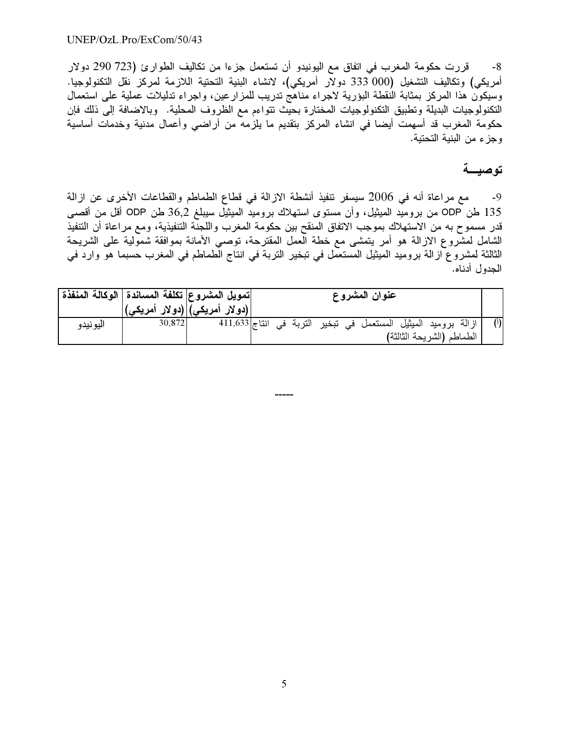8- قررت حكومة المغرب في اتفاق مع اليونيدو أن تستعمل جزءا من تكاليف الطوارئ (723 290 دولار أمريكي) وتكاليف التشغيل (000 333 دولار أمريكي)، لانشاء البنية التحتية اللازمة لمركز نقل التكنولوجيا. وسيكون هذا المركز بمثابة النقطة البؤرية لاجراء مناهج تدريب للمزارعين، واجراء تدليلات عملية على استعمال التكنولوجيات البديلة وتطبيق التكنولوجيات المختارة بحيث تتواءم مع الظروف المحلية. وبالاضافة إلى ذلك فإن حكومة المغرب قد أسهمت أيضا في انشاء المركز بتقديم ما يلزمه من أراضي وأعمال مدنية وخدمات أساسية وجزء من البنية التحتية.

## توصيـــة

9- مع مراعاة أنه في 2006 سيسفر تنفيذ أنشطة الازالة في قطاع الطماطم والقطاعات الأخرى عن ازالة 135 طن ODP من بروميد الميثيل، وأن مستوى استهلاك بروميد الميثيل سيبلغ 36,2 طن ODP أقل من أقصى قدر مسموح به من الاستهلاك بموجب الاتفاق المنقح بين حكومة المغرب واللجنة التنفيذية، ومع مراعاة أن التنفيذ الشامل لمشروع الازالة هو أمر يتمشى مع خطة العمل المقترحة، توصي الأمانة بموافقة شمولية على الشريحة الثالثة لمشروع ازالة بروميد الميثيل المستعمل في تبخير التربة في انتاج الطماطم في المغرب حسبما هو وارد في الجدول أدناه.

| | عنوان المشروع | تمويل المشروع (دولار أمريكي) | تكلفة المساندة (دولار أمريكي) | الوكالة المنفذة |
|---|---|---|---|---|
| (أ) | ازالة بروميد الميثيل المستعمل في تبخير التربة في انتاج الطماطم (الشريحة الثالثة) | 411,633 | 30,872 | اليونيدو |

-----